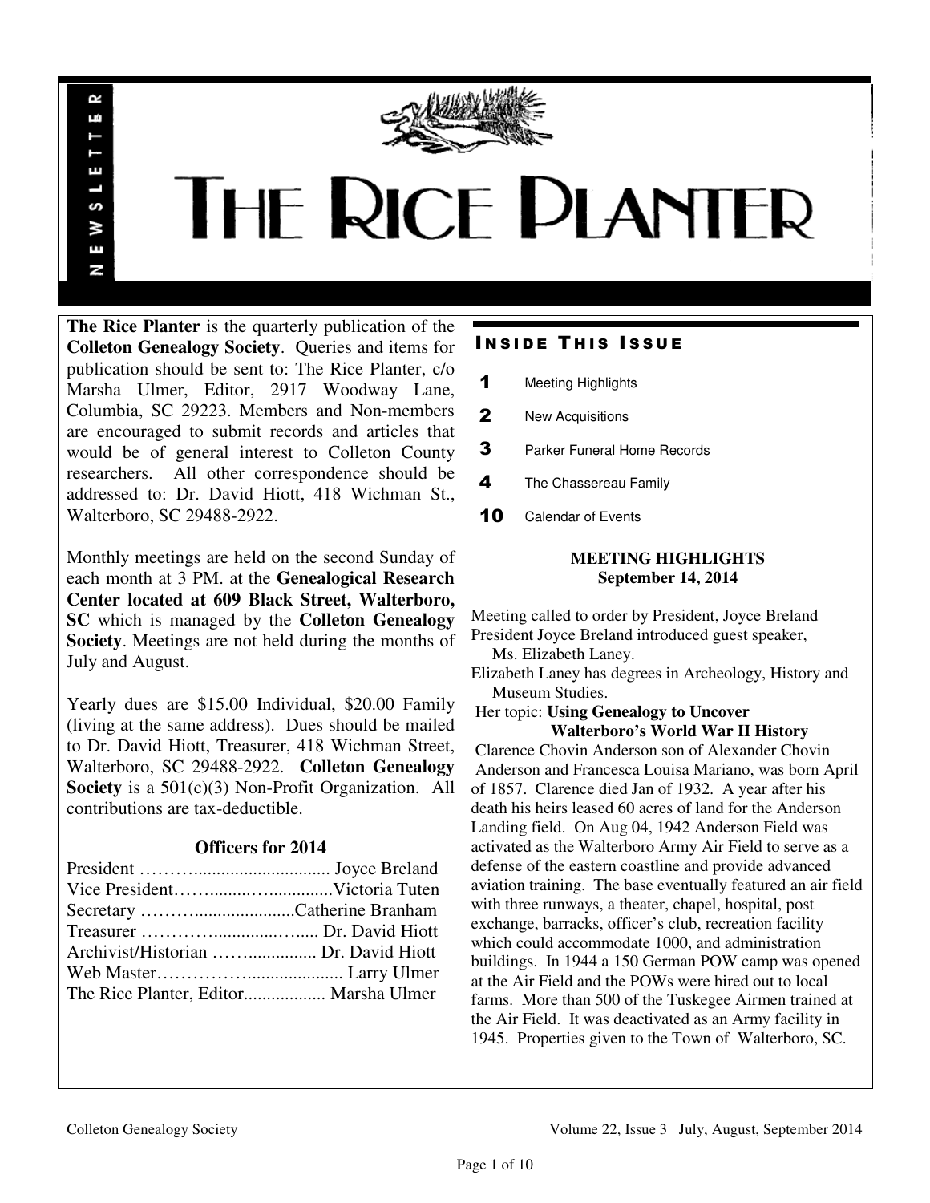# THE RICE PLANTER

NEWSLETTER

**The Rice Planter** is the quarterly publication of the **Colleton Genealogy Society**. Queries and items for publication should be sent to: The Rice Planter, c/o Marsha Ulmer, Editor, 2917 Woodway Lane, Columbia, SC 29223. Members and Non-members are encouraged to submit records and articles that would be of general interest to Colleton County researchers. All other correspondence should be addressed to: Dr. David Hiott, 418 Wichman St., Walterboro, SC 29488-2922.

Monthly meetings are held on the second Sunday of each month at 3 PM. at the **Genealogical Research Center located at 609 Black Street, Walterboro, SC** which is managed by the **Colleton Genealogy Society**. Meetings are not held during the months of July and August.

Yearly dues are $15.00 Individual, $20.00 Family (living at the same address). Dues should be mailed to Dr. David Hiott, Treasurer, 418 Wichman Street, Walterboro, SC 29488-2922. **Colleton Genealogy Society** is a 501(c)(3) Non-Profit Organization. All contributions are tax-deductible.

### Officers for 2014

President ……….............................. Joyce Breland
Vice President……..........….............Victoria Tuten
Secretary …………......................Catherine Branham
Treasurer …………..............…..... Dr. David Hiott
Archivist/Historian ……............... Dr. David Hiott
Web Master………………..................... Larry Ulmer
The Rice Planter, Editor.................. Marsha Ulmer

## Inside This Issue

| | |
|---|---|
| **1** | Meeting Highlights |
| **2** | New Acquisitions |
| **3** | Parker Funeral Home Records |
| **4** | The Chassereau Family |
| **10** | Calendar of Events |

## MEETING HIGHLIGHTS
### September 14, 2014

Meeting called to order by President, Joyce Breland

President Joyce Breland introduced guest speaker, Ms. Elizabeth Laney.

Elizabeth Laney has degrees in Archeology, History and Museum Studies.

Her topic: **Using Genealogy to Uncover Walterboro's World War II History**

Clarence Chovin Anderson son of Alexander Chovin Anderson and Francesca Louisa Mariano, was born April of 1857. Clarence died Jan of 1932. A year after his death his heirs leased 60 acres of land for the Anderson Landing field. On Aug 04, 1942 Anderson Field was activated as the Walterboro Army Air Field to serve as a defense of the eastern coastline and provide advanced aviation training. The base eventually featured an air field with three runways, a theater, chapel, hospital, post exchange, barracks, officer's club, recreation facility which could accommodate 1000, and administration buildings. In 1944 a 150 German POW camp was opened at the Air Field and the POWs were hired out to local farms. More than 500 of the Tuskegee Airmen trained at the Air Field. It was deactivated as an Army facility in 1945. Properties given to the Town of Walterboro, SC.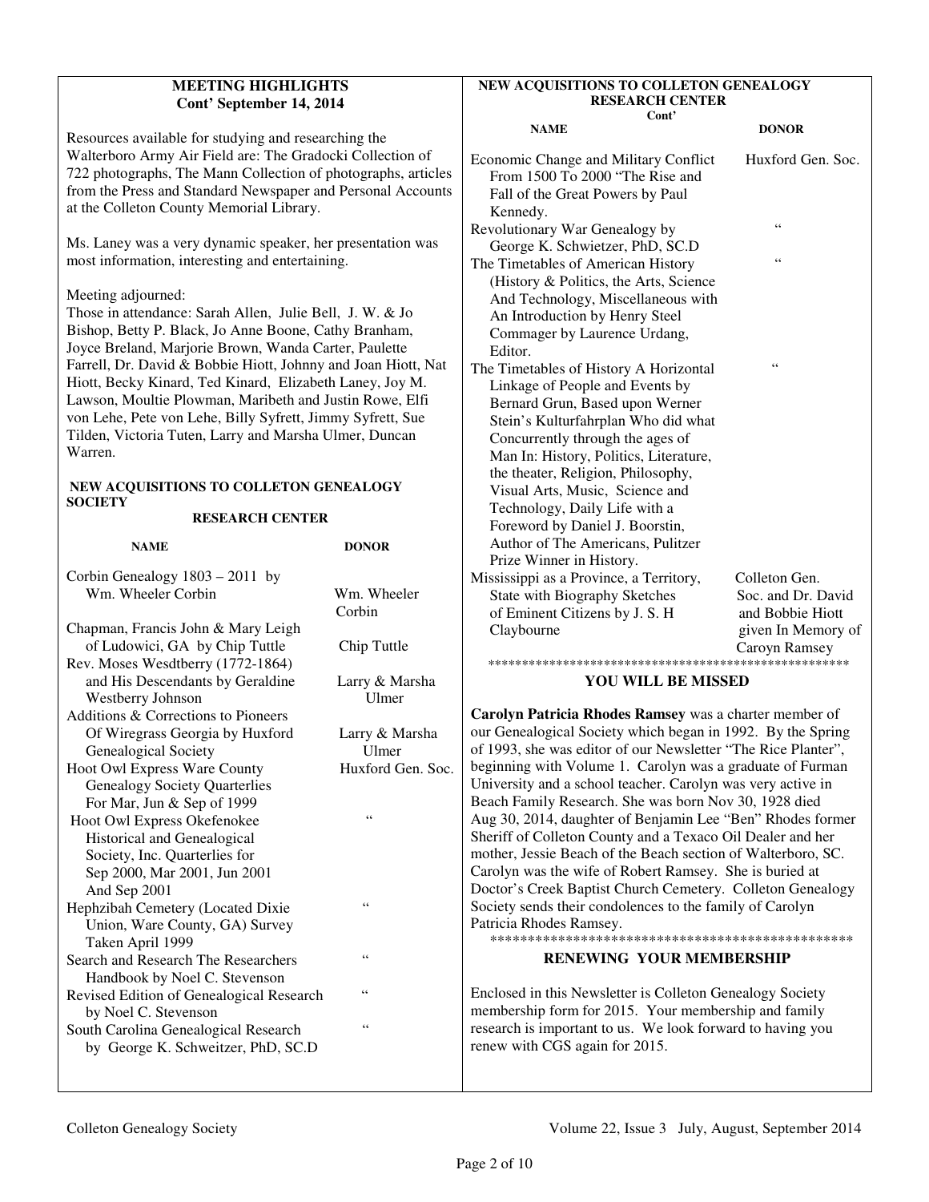## MEETING HIGHLIGHTS
### Cont' September 14, 2014

Resources available for studying and researching the Walterboro Army Air Field are: The Gradocki Collection of 722 photographs, The Mann Collection of photographs, articles from the Press and Standard Newspaper and Personal Accounts at the Colleton County Memorial Library.

Ms. Laney was a very dynamic speaker, her presentation was most information, interesting and entertaining.

Meeting adjourned:
Those in attendance: Sarah Allen, Julie Bell, J. W. & Jo Bishop, Betty P. Black, Jo Anne Boone, Cathy Branham, Joyce Breland, Marjorie Brown, Wanda Carter, Paulette Farrell, Dr. David & Bobbie Hiott, Johnny and Joan Hiott, Nat Hiott, Becky Kinard, Ted Kinard, Elizabeth Laney, Joy M. Lawson, Moultie Plowman, Maribeth and Justin Rowe, Elfi von Lehe, Pete von Lehe, Billy Syfrett, Jimmy Syfrett, Sue Tilden, Victoria Tuten, Larry and Marsha Ulmer, Duncan Warren.

## NEW ACQUISITIONS TO COLLETON GENEALOGY SOCIETY RESEARCH CENTER

| NAME | DONOR |
|---|---|
| Corbin Genealogy 1803 – 2011 by Wm. Wheeler Corbin | Wm. Wheeler Corbin |
| Chapman, Francis John & Mary Leigh of Ludowici, GA by Chip Tuttle | Chip Tuttle |
| Rev. Moses Wesdtberry (1772-1864) and His Descendants by Geraldine Westberry Johnson | Larry & Marsha Ulmer |
| Additions & Corrections to Pioneers Of Wiregrass Georgia by Huxford Genealogical Society | Larry & Marsha Ulmer |
| Hoot Owl Express Ware County Genealogy Society Quarterlies For Mar, Jun & Sep of 1999 | Huxford Gen. Soc. |
| Hoot Owl Express Okefenokee Historical and Genealogical Society, Inc. Quarterlies for Sep 2000, Mar 2001, Jun 2001 And Sep 2001 | " |
| Hephzibah Cemetery (Located Dixie Union, Ware County, GA) Survey Taken April 1999 | " |
| Search and Research The Researchers Handbook by Noel C. Stevenson | " |
| Revised Edition of Genealogical Research by Noel C. Stevenson | " |
| South Carolina Genealogical Research by George K. Schweitzer, PhD, SC.D | " |

## NEW ACQUISITIONS TO COLLETON GENEALOGY RESEARCH CENTER
### Cont'

| NAME | DONOR |
|---|---|
| Economic Change and Military Conflict From 1500 To 2000 "The Rise and Fall of the Great Powers by Paul Kennedy. | Huxford Gen. Soc. |
| Revolutionary War Genealogy by George K. Schwietzer, PhD, SC.D | " |
| The Timetables of American History (History & Politics, the Arts, Science And Technology, Miscellaneous with An Introduction by Henry Steel Commager by Laurence Urdang, Editor. | " |
| The Timetables of History A Horizontal Linkage of People and Events by Bernard Grun, Based upon Werner Stein's Kulturfahrplan Who did what Concurrently through the ages of Man In: History, Politics, Literature, the theater, Religion, Philosophy, Visual Arts, Music, Science and Technology, Daily Life with a Foreword by Daniel J. Boorstin, Author of The Americans, Pulitzer Prize Winner in History. | " |
| Mississippi as a Province, a Territory, State with Biography Sketches of Eminent Citizens by J. S. H Claybourne | Colleton Gen. Soc. and Dr. David and Bobbie Hiott given In Memory of Caroyn Ramsey |

*****************************************************

## YOU WILL BE MISSED

**Carolyn Patricia Rhodes Ramsey** was a charter member of our Genealogical Society which began in 1992. By the Spring of 1993, she was editor of our Newsletter "The Rice Planter", beginning with Volume 1. Carolyn was a graduate of Furman University and a school teacher. Carolyn was very active in Beach Family Research. She was born Nov 30, 1928 died Aug 30, 2014, daughter of Benjamin Lee "Ben" Rhodes former Sheriff of Colleton County and a Texaco Oil Dealer and her mother, Jessie Beach of the Beach section of Walterboro, SC. Carolyn was the wife of Robert Ramsey. She is buried at Doctor's Creek Baptist Church Cemetery. Colleton Genealogy Society sends their condolences to the family of Carolyn Patricia Rhodes Ramsey.

*************************************************

## RENEWING YOUR MEMBERSHIP

Enclosed in this Newsletter is Colleton Genealogy Society membership form for 2015. Your membership and family research is important to us. We look forward to having you renew with CGS again for 2015.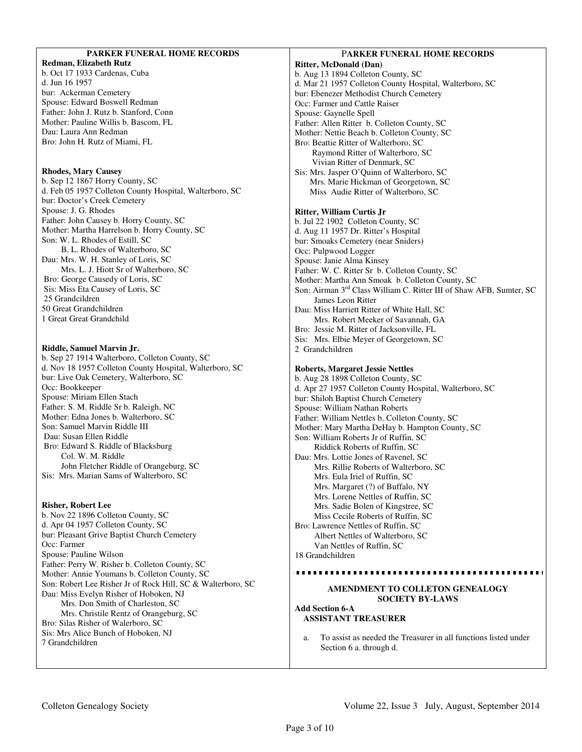## PARKER FUNERAL HOME RECORDS

**Redman, Elizabeth Rutz**
b. Oct 17 1933 Cardenas, Cuba
d. Jun 16 1957
bur: Ackerman Cemetery
Spouse: Edward Boswell Redman
Father: John J. Rutz b. Stanford, Conn
Mother: Pauline Willis b. Bascom, FL
Dau: Laura Ann Redman
Bro: John H. Rutz of Miami, FL

**Rhodes, Mary Causey**
b. Sep 12 1867 Horry County, SC
d. Feb 05 1957 Colleton County Hospital, Walterboro, SC
bur: Doctor's Creek Cemetery
Spouse: J. G. Rhodes
Father: John Causey b. Horry County, SC
Mother: Martha Harrelson b. Horry County, SC
Son: W. L. Rhodes of Estill, SC
B. L. Rhodes of Walterboro, SC
Dau: Mrs. W. H. Stanley of Loris, SC
Mrs. L. J. Hiott Sr of Walterboro, SC
Bro: George Causedy of Loris, SC
Sis: Miss Eta Causey of Loris, SC
25 Grandcildren
50 Great Grandchildren
1 Great Great Grandchild

**Riddle, Samuel Marvin Jr.**
b. Sep 27 1914 Walterboro, Colleton County, SC
d. Nov 18 1957 Colleton County Hospital, Walterboro, SC
bur: Live Oak Cemetery, Walterboro, SC
Occ: Bookkeeper
Spouse: Miriam Ellen Stach
Father: S. M. Riddle Sr b. Raleigh, NC
Mother: Edna Jones b. Walterboro, SC
Son: Samuel Marvin Riddle III
Dau: Susan Ellen Riddle
Bro: Edward S. Riddle of Blacksburg
Col. W. M. Riddle
John Fletcher Riddle of Orangeburg, SC
Sis: Mrs. Marian Sams of Walterboro, SC

**Risher, Robert Lee**
b. Nov 22 1896 Colleton County, SC
d. Apr 04 1957 Colleton County, SC
bur: Pleasant Grive Baptist Church Cemetery
Occ: Farmer
Spouse: Pauline Wilson
Father: Perry W. Risher b. Colleton County, SC
Mother: Annie Youmans b. Colleton County, SC
Son: Robert Lee Risher Jr of Rock Hill, SC & Walterboro, SC
Dau: Miss Evelyn Risher of Hoboken, NJ
Mrs. Don Smith of Charleston, SC
Mrs. Christile Rentz of Orangeburg, SC
Bro: Silas Risher of Walerboro, SC
Sis: Mrs Alice Bunch of Hoboken, NJ
7 Grandchildren

## PARKER FUNERAL HOME RECORDS

**Ritter, McDonald (Dan)**
b. Aug 13 1894 Colleton County, SC
d. Mar 21 1957 Colleton County Hospital, Walterboro, SC
bur: Ebenezer Methodist Church Cemetery
Occ: Farmer and Cattle Raiser
Spouse: Gaynelle Spell
Father: Allen Ritter b. Colleton County, SC
Mother: Nettie Beach b. Colleton County, SC
Bro: Beattie Ritter of Walterboro, SC
Raymond Ritter of Walterboro, SC
Vivian Ritter of Denmark, SC
Sis: Mrs. Jasper O'Quinn of Walterboro, SC
Mrs. Marie Hickman of Georgetown, SC
Miss Audie Ritter of Walterboro, SC

**Ritter, William Curtis Jr**
b. Jul 22 1902 Colleton County, SC
d. Aug 11 1957 Dr. Ritter's Hospital
bur: Smoaks Cemetery (near Sniders)
Occ: Pulpwood Logger
Spouse: Janie Alma Kinsey
Father: W. C. Ritter Sr b. Colleton County, SC
Mother: Martha Ann Smoak b. Colleton County, SC
Son: Airman 3rd Class William C. Ritter III of Shaw AFB, Sumter, SC
James Leon Ritter
Dau: Miss Harriett Ritter of White Hall, SC
Mrs. Robert Meeker of Savannah, GA
Bro: Jessie M. Ritter of Jacksonville, FL
Sis: Mrs. Elbie Meyer of Georgetown, SC
2 Grandchildren

**Roberts, Margaret Jessie Nettles**
b. Aug 28 1898 Colleton County, SC
d. Apr 27 1957 Colleton County Hospital, Walterboro, SC
bur: Shiloh Baptist Church Cemetery
Spouse: William Nathan Roberts
Father: William Nettles b. Colleton County, SC
Mother: Mary Martha DeHay b. Hampton County, SC
Son: William Roberts Jr of Ruffin, SC
Riddick Roberts of Ruffin, SC
Dau: Mrs. Lottie Jones of Ravenel, SC
Mrs. Rillie Roberts of Walterboro, SC
Mrs. Eula Iriel of Ruffin, SC
Mrs. Margaret (?) of Buffalo, NY
Mrs. Lorene Nettles of Ruffin, SC
Mrs. Sadie Bolen of Kingstree, SC
Miss Cecile Roberts of Ruffin, SC
Bro: Lawrence Nettles of Ruffin, SC
Albert Nettles of Walterboro, SC
Van Nettles of Ruffin, SC
18 Grandchildren

---

## AMENDMENT TO COLLETON GENEALOGY SOCIETY BY-LAWS

**Add Section 6-A**
**ASSISTANT TREASURER**

a. To assist as needed the Treasurer in all functions listed under Section 6 a. through d.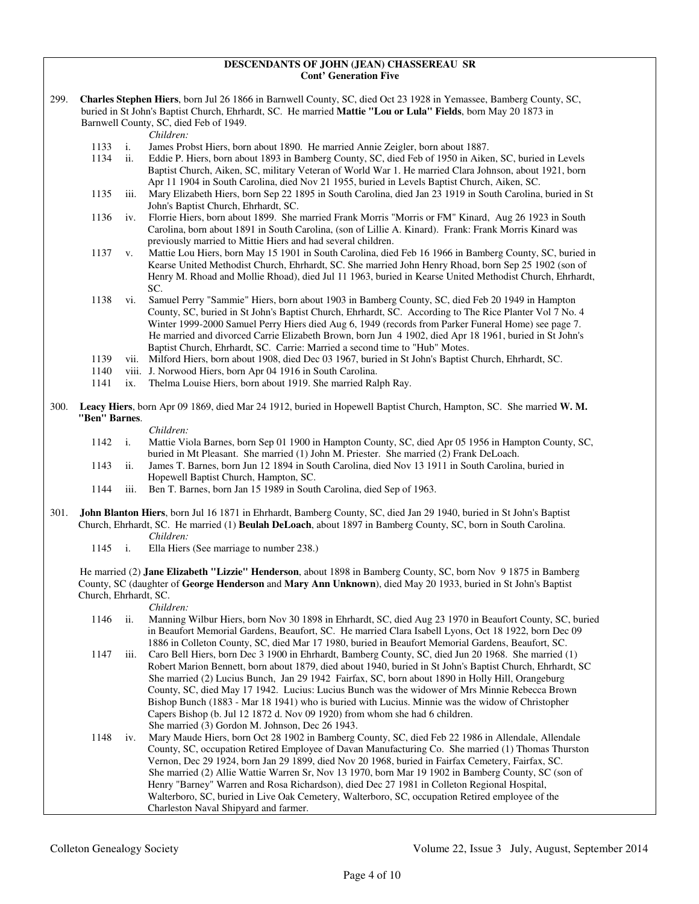## DESCENDANTS OF JOHN (JEAN) CHASSEREAU SR
### Cont' Generation Five

299. **Charles Stephen Hiers**, born Jul 26 1866 in Barnwell County, SC, died Oct 23 1928 in Yemassee, Bamberg County, SC, buried in St John's Baptist Church, Ehrhardt, SC. He married **Mattie "Lou or Lula" Fields**, born May 20 1873 in Barnwell County, SC, died Feb of 1949.

   *Children:*

   - 1133 i. James Probst Hiers, born about 1890. He married Annie Zeigler, born about 1887.
   - 1134 ii. Eddie P. Hiers, born about 1893 in Bamberg County, SC, died Feb of 1950 in Aiken, SC, buried in Levels Baptist Church, Aiken, SC, military Veteran of World War 1. He married Clara Johnson, about 1921, born Apr 11 1904 in South Carolina, died Nov 21 1955, buried in Levels Baptist Church, Aiken, SC.
   - 1135 iii. Mary Elizabeth Hiers, born Sep 22 1895 in South Carolina, died Jan 23 1919 in South Carolina, buried in St John's Baptist Church, Ehrhardt, SC.
   - 1136 iv. Florrie Hiers, born about 1899. She married Frank Morris "Morris or FM" Kinard, Aug 26 1923 in South Carolina, born about 1891 in South Carolina, (son of Lillie A. Kinard). Frank: Frank Morris Kinard was previously married to Mittie Hiers and had several children.
   - 1137 v. Mattie Lou Hiers, born May 15 1901 in South Carolina, died Feb 16 1966 in Bamberg County, SC, buried in Kearse United Methodist Church, Ehrhardt, SC. She married John Henry Rhoad, born Sep 25 1902 (son of Henry M. Rhoad and Mollie Rhoad), died Jul 11 1963, buried in Kearse United Methodist Church, Ehrhardt, SC.
   - 1138 vi. Samuel Perry "Sammie" Hiers, born about 1903 in Bamberg County, SC, died Feb 20 1949 in Hampton County, SC, buried in St John's Baptist Church, Ehrhardt, SC. According to The Rice Planter Vol 7 No. 4 Winter 1999-2000 Samuel Perry Hiers died Aug 6, 1949 (records from Parker Funeral Home) see page 7. He married and divorced Carrie Elizabeth Brown, born Jun 4 1902, died Apr 18 1961, buried in St John's Baptist Church, Ehrhardt, SC. Carrie: Married a second time to "Hub" Motes.
   - 1139 vii. Milford Hiers, born about 1908, died Dec 03 1967, buried in St John's Baptist Church, Ehrhardt, SC.
   - 1140 viii. J. Norwood Hiers, born Apr 04 1916 in South Carolina.
   - 1141 ix. Thelma Louise Hiers, born about 1919. She married Ralph Ray.

300. **Leacy Hiers**, born Apr 09 1869, died Mar 24 1912, buried in Hopewell Baptist Church, Hampton, SC. She married **W. M. "Ben" Barnes**.

   *Children:*

   - 1142 i. Mattie Viola Barnes, born Sep 01 1900 in Hampton County, SC, died Apr 05 1956 in Hampton County, SC, buried in Mt Pleasant. She married (1) John M. Priester. She married (2) Frank DeLoach.
   - 1143 ii. James T. Barnes, born Jun 12 1894 in South Carolina, died Nov 13 1911 in South Carolina, buried in Hopewell Baptist Church, Hampton, SC.
   - 1144 iii. Ben T. Barnes, born Jan 15 1989 in South Carolina, died Sep of 1963.

301. **John Blanton Hiers**, born Jul 16 1871 in Ehrhardt, Bamberg County, SC, died Jan 29 1940, buried in St John's Baptist Church, Ehrhardt, SC. He married (1) **Beulah DeLoach**, about 1897 in Bamberg County, SC, born in South Carolina.

   *Children:*

   - 1145 i. Ella Hiers (See marriage to number 238.)

   He married (2) **Jane Elizabeth "Lizzie" Henderson**, about 1898 in Bamberg County, SC, born Nov 9 1875 in Bamberg County, SC (daughter of **George Henderson** and **Mary Ann Unknown**), died May 20 1933, buried in St John's Baptist Church, Ehrhardt, SC.

   *Children:*

   - 1146 ii. Manning Wilbur Hiers, born Nov 30 1898 in Ehrhardt, SC, died Aug 23 1970 in Beaufort County, SC, buried in Beaufort Memorial Gardens, Beaufort, SC. He married Clara Isabell Lyons, Oct 18 1922, born Dec 09 1886 in Colleton County, SC, died Mar 17 1980, buried in Beaufort Memorial Gardens, Beaufort, SC.
   - 1147 iii. Caro Bell Hiers, born Dec 3 1900 in Ehrhardt, Bamberg County, SC, died Jun 20 1968. She married (1) Robert Marion Bennett, born about 1879, died about 1940, buried in St John's Baptist Church, Ehrhardt, SC She married (2) Lucius Bunch, Jan 29 1942 Fairfax, SC, born about 1890 in Holly Hill, Orangeburg County, SC, died May 17 1942. Lucius: Lucius Bunch was the widower of Mrs Minnie Rebecca Brown Bishop Bunch (1883 - Mar 18 1941) who is buried with Lucius. Minnie was the widow of Christopher Capers Bishop (b. Jul 12 1872 d. Nov 09 1920) from whom she had 6 children. She married (3) Gordon M. Johnson, Dec 26 1943.
   - 1148 iv. Mary Maude Hiers, born Oct 28 1902 in Bamberg County, SC, died Feb 22 1986 in Allendale, Allendale County, SC, occupation Retired Employee of Davan Manufacturing Co. She married (1) Thomas Thurston Vernon, Dec 29 1924, born Jan 29 1899, died Nov 20 1968, buried in Fairfax Cemetery, Fairfax, SC. She married (2) Allie Wattie Warren Sr, Nov 13 1970, born Mar 19 1902 in Bamberg County, SC (son of Henry "Barney" Warren and Rosa Richardson), died Dec 27 1981 in Colleton Regional Hospital, Walterboro, SC, buried in Live Oak Cemetery, Walterboro, SC, occupation Retired employee of the Charleston Naval Shipyard and farmer.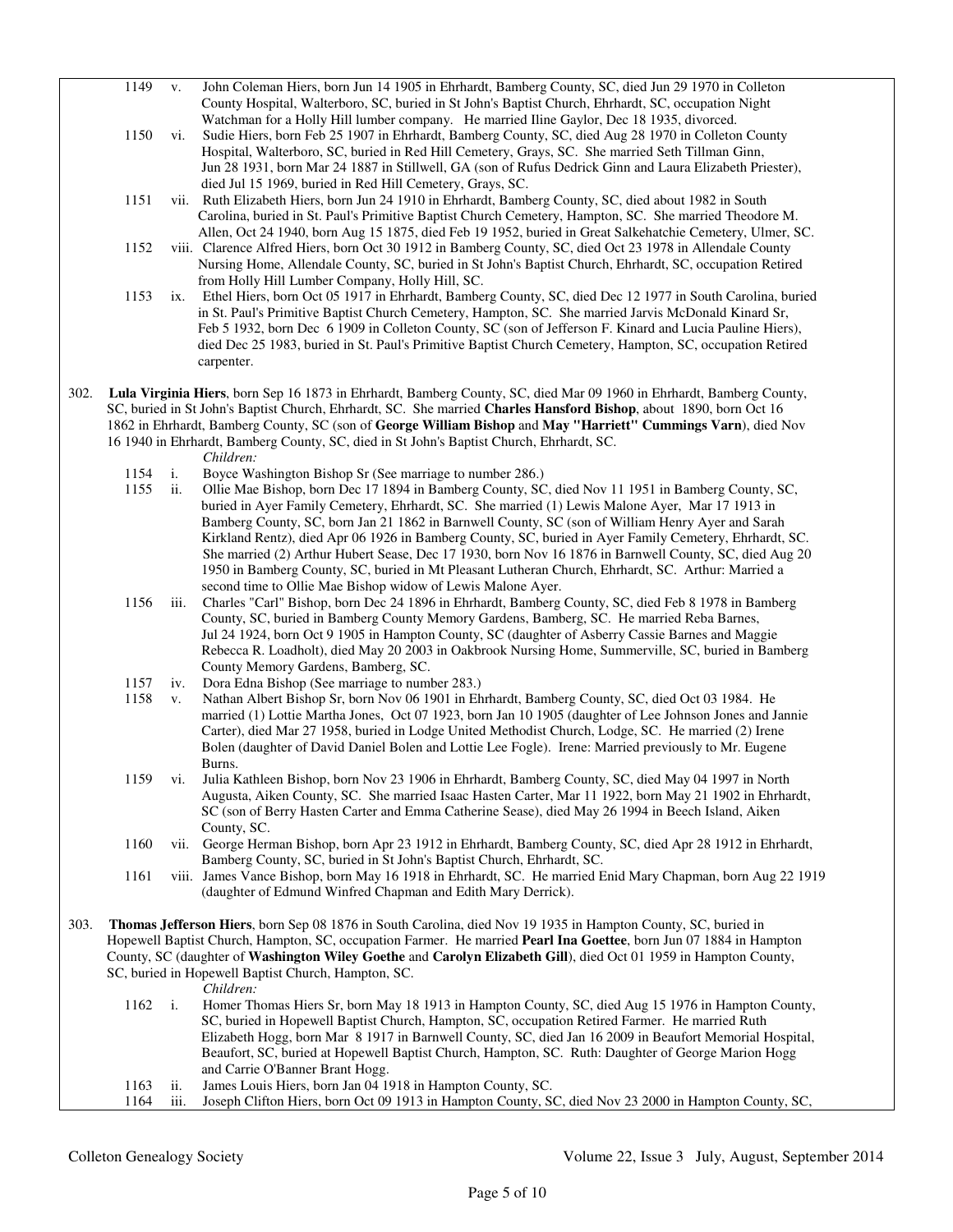1149 v. John Coleman Hiers, born Jun 14 1905 in Ehrhardt, Bamberg County, SC, died Jun 29 1970 in Colleton County Hospital, Walterboro, SC, buried in St John's Baptist Church, Ehrhardt, SC, occupation Night Watchman for a Holly Hill lumber company. He married Iline Gaylor, Dec 18 1935, divorced.

1150 vi. Sudie Hiers, born Feb 25 1907 in Ehrhardt, Bamberg County, SC, died Aug 28 1970 in Colleton County Hospital, Walterboro, SC, buried in Red Hill Cemetery, Grays, SC. She married Seth Tillman Ginn, Jun 28 1931, born Mar 24 1887 in Stillwell, GA (son of Rufus Dedrick Ginn and Laura Elizabeth Priester), died Jul 15 1969, buried in Red Hill Cemetery, Grays, SC.

1151 vii. Ruth Elizabeth Hiers, born Jun 24 1910 in Ehrhardt, Bamberg County, SC, died about 1982 in South Carolina, buried in St. Paul's Primitive Baptist Church Cemetery, Hampton, SC. She married Theodore M. Allen, Oct 24 1940, born Aug 15 1875, died Feb 19 1952, buried in Great Salkehatchie Cemetery, Ulmer, SC.

1152 viii. Clarence Alfred Hiers, born Oct 30 1912 in Bamberg County, SC, died Oct 23 1978 in Allendale County Nursing Home, Allendale County, SC, buried in St John's Baptist Church, Ehrhardt, SC, occupation Retired from Holly Hill Lumber Company, Holly Hill, SC.

1153 ix. Ethel Hiers, born Oct 05 1917 in Ehrhardt, Bamberg County, SC, died Dec 12 1977 in South Carolina, buried in St. Paul's Primitive Baptist Church Cemetery, Hampton, SC. She married Jarvis McDonald Kinard Sr, Feb 5 1932, born Dec 6 1909 in Colleton County, SC (son of Jefferson F. Kinard and Lucia Pauline Hiers), died Dec 25 1983, buried in St. Paul's Primitive Baptist Church Cemetery, Hampton, SC, occupation Retired carpenter.

302. **Lula Virginia Hiers**, born Sep 16 1873 in Ehrhardt, Bamberg County, SC, died Mar 09 1960 in Ehrhardt, Bamberg County, SC, buried in St John's Baptist Church, Ehrhardt, SC. She married **Charles Hansford Bishop**, about 1890, born Oct 16 1862 in Ehrhardt, Bamberg County, SC (son of **George William Bishop** and **May "Harriett" Cummings Varn**), died Nov 16 1940 in Ehrhardt, Bamberg County, SC, died in St John's Baptist Church, Ehrhardt, SC.

*Children:*

1154 i. Boyce Washington Bishop Sr (See marriage to number 286.)

1155 ii. Ollie Mae Bishop, born Dec 17 1894 in Bamberg County, SC, died Nov 11 1951 in Bamberg County, SC, buried in Ayer Family Cemetery, Ehrhardt, SC. She married (1) Lewis Malone Ayer, Mar 17 1913 in Bamberg County, SC, born Jan 21 1862 in Barnwell County, SC (son of William Henry Ayer and Sarah Kirkland Rentz), died Apr 06 1926 in Bamberg County, SC, buried in Ayer Family Cemetery, Ehrhardt, SC. She married (2) Arthur Hubert Sease, Dec 17 1930, born Nov 16 1876 in Barnwell County, SC, died Aug 20 1950 in Bamberg County, SC, buried in Mt Pleasant Lutheran Church, Ehrhardt, SC. Arthur: Married a second time to Ollie Mae Bishop widow of Lewis Malone Ayer.

1156 iii. Charles "Carl" Bishop, born Dec 24 1896 in Ehrhardt, Bamberg County, SC, died Feb 8 1978 in Bamberg County, SC, buried in Bamberg County Memory Gardens, Bamberg, SC. He married Reba Barnes, Jul 24 1924, born Oct 9 1905 in Hampton County, SC (daughter of Asberry Cassie Barnes and Maggie Rebecca R. Loadholt), died May 20 2003 in Oakbrook Nursing Home, Summerville, SC, buried in Bamberg County Memory Gardens, Bamberg, SC.

1157 iv. Dora Edna Bishop (See marriage to number 283.)

1158 v. Nathan Albert Bishop Sr, born Nov 06 1901 in Ehrhardt, Bamberg County, SC, died Oct 03 1984. He married (1) Lottie Martha Jones, Oct 07 1923, born Jan 10 1905 (daughter of Lee Johnson Jones and Jannie Carter), died Mar 27 1958, buried in Lodge United Methodist Church, Lodge, SC. He married (2) Irene Bolen (daughter of David Daniel Bolen and Lottie Lee Fogle). Irene: Married previously to Mr. Eugene Burns.

1159 vi. Julia Kathleen Bishop, born Nov 23 1906 in Ehrhardt, Bamberg County, SC, died May 04 1997 in North Augusta, Aiken County, SC. She married Isaac Hasten Carter, Mar 11 1922, born May 21 1902 in Ehrhardt, SC (son of Berry Hasten Carter and Emma Catherine Sease), died May 26 1994 in Beech Island, Aiken County, SC.

1160 vii. George Herman Bishop, born Apr 23 1912 in Ehrhardt, Bamberg County, SC, died Apr 28 1912 in Ehrhardt, Bamberg County, SC, buried in St John's Baptist Church, Ehrhardt, SC.

1161 viii. James Vance Bishop, born May 16 1918 in Ehrhardt, SC. He married Enid Mary Chapman, born Aug 22 1919 (daughter of Edmund Winfred Chapman and Edith Mary Derrick).

303. **Thomas Jefferson Hiers**, born Sep 08 1876 in South Carolina, died Nov 19 1935 in Hampton County, SC, buried in Hopewell Baptist Church, Hampton, SC, occupation Farmer. He married **Pearl Ina Goettee**, born Jun 07 1884 in Hampton County, SC (daughter of **Washington Wiley Goethe** and **Carolyn Elizabeth Gill**), died Oct 01 1959 in Hampton County, SC, buried in Hopewell Baptist Church, Hampton, SC.

*Children:*

1162 i. Homer Thomas Hiers Sr, born May 18 1913 in Hampton County, SC, died Aug 15 1976 in Hampton County, SC, buried in Hopewell Baptist Church, Hampton, SC, occupation Retired Farmer. He married Ruth Elizabeth Hogg, born Mar 8 1917 in Barnwell County, SC, died Jan 16 2009 in Beaufort Memorial Hospital, Beaufort, SC, buried at Hopewell Baptist Church, Hampton, SC. Ruth: Daughter of George Marion Hogg and Carrie O'Banner Brant Hogg.

1163 ii. James Louis Hiers, born Jan 04 1918 in Hampton County, SC.

1164 iii. Joseph Clifton Hiers, born Oct 09 1913 in Hampton County, SC, died Nov 23 2000 in Hampton County, SC,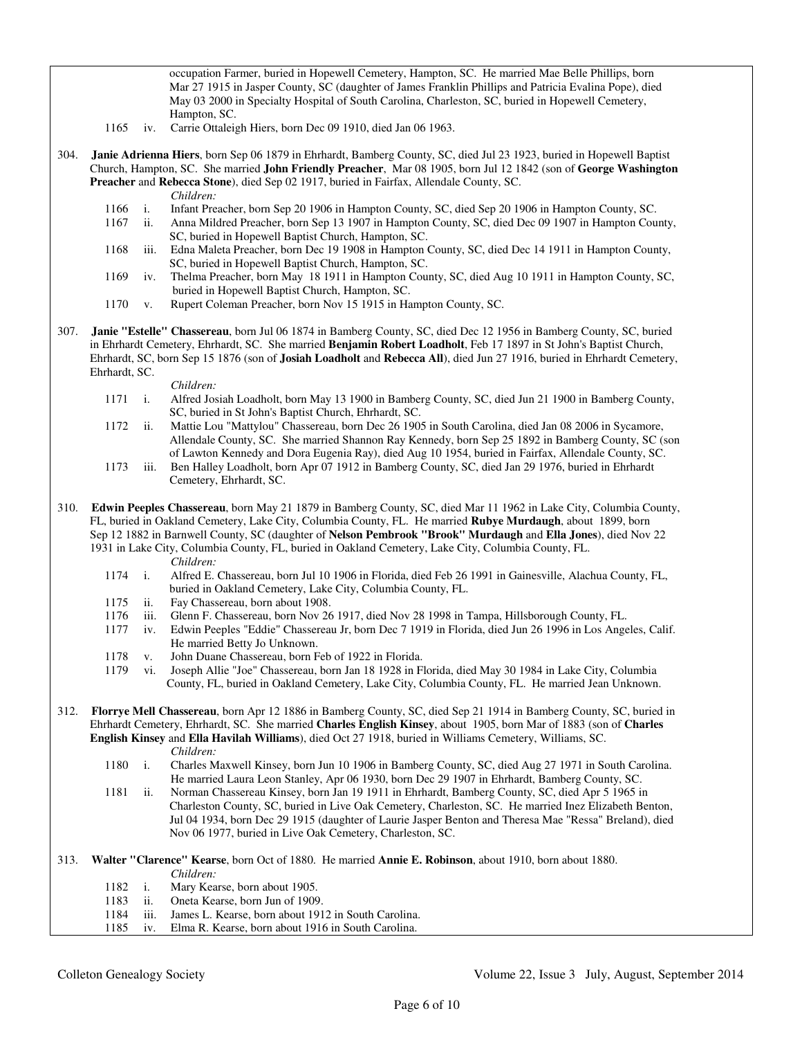occupation Farmer, buried in Hopewell Cemetery, Hampton, SC. He married Mae Belle Phillips, born Mar 27 1915 in Jasper County, SC (daughter of James Franklin Phillips and Patricia Evalina Pope), died May 03 2000 in Specialty Hospital of South Carolina, Charleston, SC, buried in Hopewell Cemetery, Hampton, SC.

1165 iv. Carrie Ottaleigh Hiers, born Dec 09 1910, died Jan 06 1963.

304. **Janie Adrienna Hiers**, born Sep 06 1879 in Ehrhardt, Bamberg County, SC, died Jul 23 1923, buried in Hopewell Baptist Church, Hampton, SC. She married **John Friendly Preacher**, Mar 08 1905, born Jul 12 1842 (son of **George Washington Preacher** and **Rebecca Stone**), died Sep 02 1917, buried in Fairfax, Allendale County, SC.

*Children:*

1166 i. Infant Preacher, born Sep 20 1906 in Hampton County, SC, died Sep 20 1906 in Hampton County, SC.

1167 ii. Anna Mildred Preacher, born Sep 13 1907 in Hampton County, SC, died Dec 09 1907 in Hampton County, SC, buried in Hopewell Baptist Church, Hampton, SC.

1168 iii. Edna Maleta Preacher, born Dec 19 1908 in Hampton County, SC, died Dec 14 1911 in Hampton County, SC, buried in Hopewell Baptist Church, Hampton, SC.

1169 iv. Thelma Preacher, born May 18 1911 in Hampton County, SC, died Aug 10 1911 in Hampton County, SC, buried in Hopewell Baptist Church, Hampton, SC.

1170 v. Rupert Coleman Preacher, born Nov 15 1915 in Hampton County, SC.

307. **Janie "Estelle" Chassereau**, born Jul 06 1874 in Bamberg County, SC, died Dec 12 1956 in Bamberg County, SC, buried in Ehrhardt Cemetery, Ehrhardt, SC. She married **Benjamin Robert Loadholt**, Feb 17 1897 in St John's Baptist Church, Ehrhardt, SC, born Sep 15 1876 (son of **Josiah Loadholt** and **Rebecca All**), died Jun 27 1916, buried in Ehrhardt Cemetery, Ehrhardt, SC.

*Children:*

1171 i. Alfred Josiah Loadholt, born May 13 1900 in Bamberg County, SC, died Jun 21 1900 in Bamberg County, SC, buried in St John's Baptist Church, Ehrhardt, SC.

1172 ii. Mattie Lou "Mattylou" Chassereau, born Dec 26 1905 in South Carolina, died Jan 08 2006 in Sycamore, Allendale County, SC. She married Shannon Ray Kennedy, born Sep 25 1892 in Bamberg County, SC (son of Lawton Kennedy and Dora Eugenia Ray), died Aug 10 1954, buried in Fairfax, Allendale County, SC.

1173 iii. Ben Halley Loadholt, born Apr 07 1912 in Bamberg County, SC, died Jan 29 1976, buried in Ehrhardt Cemetery, Ehrhardt, SC.

310. **Edwin Peeples Chassereau**, born May 21 1879 in Bamberg County, SC, died Mar 11 1962 in Lake City, Columbia County, FL, buried in Oakland Cemetery, Lake City, Columbia County, FL. He married **Rubye Murdaugh**, about 1899, born Sep 12 1882 in Barnwell County, SC (daughter of **Nelson Pembrook "Brook" Murdaugh** and **Ella Jones**), died Nov 22 1931 in Lake City, Columbia County, FL, buried in Oakland Cemetery, Lake City, Columbia County, FL.

*Children:*

1174 i. Alfred E. Chassereau, born Jul 10 1906 in Florida, died Feb 26 1991 in Gainesville, Alachua County, FL, buried in Oakland Cemetery, Lake City, Columbia County, FL.

1175 ii. Fay Chassereau, born about 1908.

1176 iii. Glenn F. Chassereau, born Nov 26 1917, died Nov 28 1998 in Tampa, Hillsborough County, FL.

1177 iv. Edwin Peeples "Eddie" Chassereau Jr, born Dec 7 1919 in Florida, died Jun 26 1996 in Los Angeles, Calif. He married Betty Jo Unknown.

1178 v. John Duane Chassereau, born Feb of 1922 in Florida.

1179 vi. Joseph Allie "Joe" Chassereau, born Jan 18 1928 in Florida, died May 30 1984 in Lake City, Columbia County, FL, buried in Oakland Cemetery, Lake City, Columbia County, FL. He married Jean Unknown.

312. **Florrye Mell Chassereau**, born Apr 12 1886 in Bamberg County, SC, died Sep 21 1914 in Bamberg County, SC, buried in Ehrhardt Cemetery, Ehrhardt, SC. She married **Charles English Kinsey**, about 1905, born Mar of 1883 (son of **Charles English Kinsey** and **Ella Havilah Williams**), died Oct 27 1918, buried in Williams Cemetery, Williams, SC.

*Children:*

1180 i. Charles Maxwell Kinsey, born Jun 10 1906 in Bamberg County, SC, died Aug 27 1971 in South Carolina. He married Laura Leon Stanley, Apr 06 1930, born Dec 29 1907 in Ehrhardt, Bamberg County, SC.

1181 ii. Norman Chassereau Kinsey, born Jan 19 1911 in Ehrhardt, Bamberg County, SC, died Apr 5 1965 in Charleston County, SC, buried in Live Oak Cemetery, Charleston, SC. He married Inez Elizabeth Benton, Jul 04 1934, born Dec 29 1915 (daughter of Laurie Jasper Benton and Theresa Mae "Ressa" Breland), died Nov 06 1977, buried in Live Oak Cemetery, Charleston, SC.

313. **Walter "Clarence" Kearse**, born Oct of 1880. He married **Annie E. Robinson**, about 1910, born about 1880.

*Children:*

1182 i. Mary Kearse, born about 1905.

1183 ii. Oneta Kearse, born Jun of 1909.

1184 iii. James L. Kearse, born about 1912 in South Carolina.

1185 iv. Elma R. Kearse, born about 1916 in South Carolina.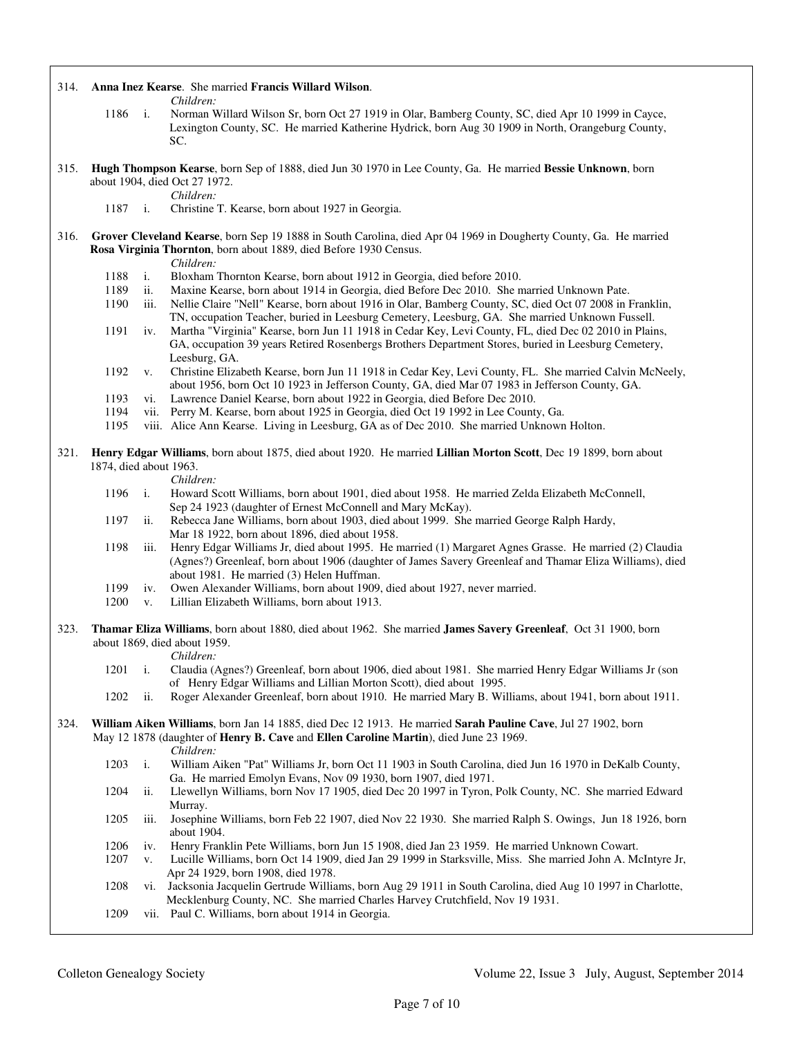314. **Anna Inez Kearse**. She married **Francis Willard Wilson**.

*Children:*

- 1186 i. Norman Willard Wilson Sr, born Oct 27 1919 in Olar, Bamberg County, SC, died Apr 10 1999 in Cayce, Lexington County, SC. He married Katherine Hydrick, born Aug 30 1909 in North, Orangeburg County, SC.

315. **Hugh Thompson Kearse**, born Sep of 1888, died Jun 30 1970 in Lee County, Ga. He married **Bessie Unknown**, born about 1904, died Oct 27 1972.

*Children:*

- 1187 i. Christine T. Kearse, born about 1927 in Georgia.

316. **Grover Cleveland Kearse**, born Sep 19 1888 in South Carolina, died Apr 04 1969 in Dougherty County, Ga. He married **Rosa Virginia Thornton**, born about 1889, died Before 1930 Census.

*Children:*

- 1188 i. Bloxham Thornton Kearse, born about 1912 in Georgia, died before 2010.
- 1189 ii. Maxine Kearse, born about 1914 in Georgia, died Before Dec 2010. She married Unknown Pate.
- 1190 iii. Nellie Claire "Nell" Kearse, born about 1916 in Olar, Bamberg County, SC, died Oct 07 2008 in Franklin, TN, occupation Teacher, buried in Leesburg Cemetery, Leesburg, GA. She married Unknown Fussell.
- 1191 iv. Martha "Virginia" Kearse, born Jun 11 1918 in Cedar Key, Levi County, FL, died Dec 02 2010 in Plains, GA, occupation 39 years Retired Rosenbergs Brothers Department Stores, buried in Leesburg Cemetery, Leesburg, GA.
- 1192 v. Christine Elizabeth Kearse, born Jun 11 1918 in Cedar Key, Levi County, FL. She married Calvin McNeely, about 1956, born Oct 10 1923 in Jefferson County, GA, died Mar 07 1983 in Jefferson County, GA.
- 1193 vi. Lawrence Daniel Kearse, born about 1922 in Georgia, died Before Dec 2010.
- 1194 vii. Perry M. Kearse, born about 1925 in Georgia, died Oct 19 1992 in Lee County, Ga.
- 1195 viii. Alice Ann Kearse. Living in Leesburg, GA as of Dec 2010. She married Unknown Holton.

321. **Henry Edgar Williams**, born about 1875, died about 1920. He married **Lillian Morton Scott**, Dec 19 1899, born about 1874, died about 1963.

*Children:*

- 1196 i. Howard Scott Williams, born about 1901, died about 1958. He married Zelda Elizabeth McConnell, Sep 24 1923 (daughter of Ernest McConnell and Mary McKay).
- 1197 ii. Rebecca Jane Williams, born about 1903, died about 1999. She married George Ralph Hardy, Mar 18 1922, born about 1896, died about 1958.
- 1198 iii. Henry Edgar Williams Jr, died about 1995. He married (1) Margaret Agnes Grasse. He married (2) Claudia (Agnes?) Greenleaf, born about 1906 (daughter of James Savery Greenleaf and Thamar Eliza Williams), died about 1981. He married (3) Helen Huffman.
- 1199 iv. Owen Alexander Williams, born about 1909, died about 1927, never married.
- 1200 v. Lillian Elizabeth Williams, born about 1913.

323. **Thamar Eliza Williams**, born about 1880, died about 1962. She married **James Savery Greenleaf**, Oct 31 1900, born about 1869, died about 1959.

*Children:*

- 1201 i. Claudia (Agnes?) Greenleaf, born about 1906, died about 1981. She married Henry Edgar Williams Jr (son of Henry Edgar Williams and Lillian Morton Scott), died about 1995.
- 1202 ii. Roger Alexander Greenleaf, born about 1910. He married Mary B. Williams, about 1941, born about 1911.

324. **William Aiken Williams**, born Jan 14 1885, died Dec 12 1913. He married **Sarah Pauline Cave**, Jul 27 1902, born May 12 1878 (daughter of **Henry B. Cave** and **Ellen Caroline Martin**), died June 23 1969.

*Children:*

- 1203 i. William Aiken "Pat" Williams Jr, born Oct 11 1903 in South Carolina, died Jun 16 1970 in DeKalb County, Ga. He married Emolyn Evans, Nov 09 1930, born 1907, died 1971.
- 1204 ii. Llewellyn Williams, born Nov 17 1905, died Dec 20 1997 in Tyron, Polk County, NC. She married Edward Murray.
- 1205 iii. Josephine Williams, born Feb 22 1907, died Nov 22 1930. She married Ralph S. Owings, Jun 18 1926, born about 1904.
- 1206 iv. Henry Franklin Pete Williams, born Jun 15 1908, died Jan 23 1959. He married Unknown Cowart.
- 1207 v. Lucille Williams, born Oct 14 1909, died Jan 29 1999 in Starksville, Miss. She married John A. McIntyre Jr, Apr 24 1929, born 1908, died 1978.
- 1208 vi. Jacksonia Jacquelin Gertrude Williams, born Aug 29 1911 in South Carolina, died Aug 10 1997 in Charlotte, Mecklenburg County, NC. She married Charles Harvey Crutchfield, Nov 19 1931.
- 1209 vii. Paul C. Williams, born about 1914 in Georgia.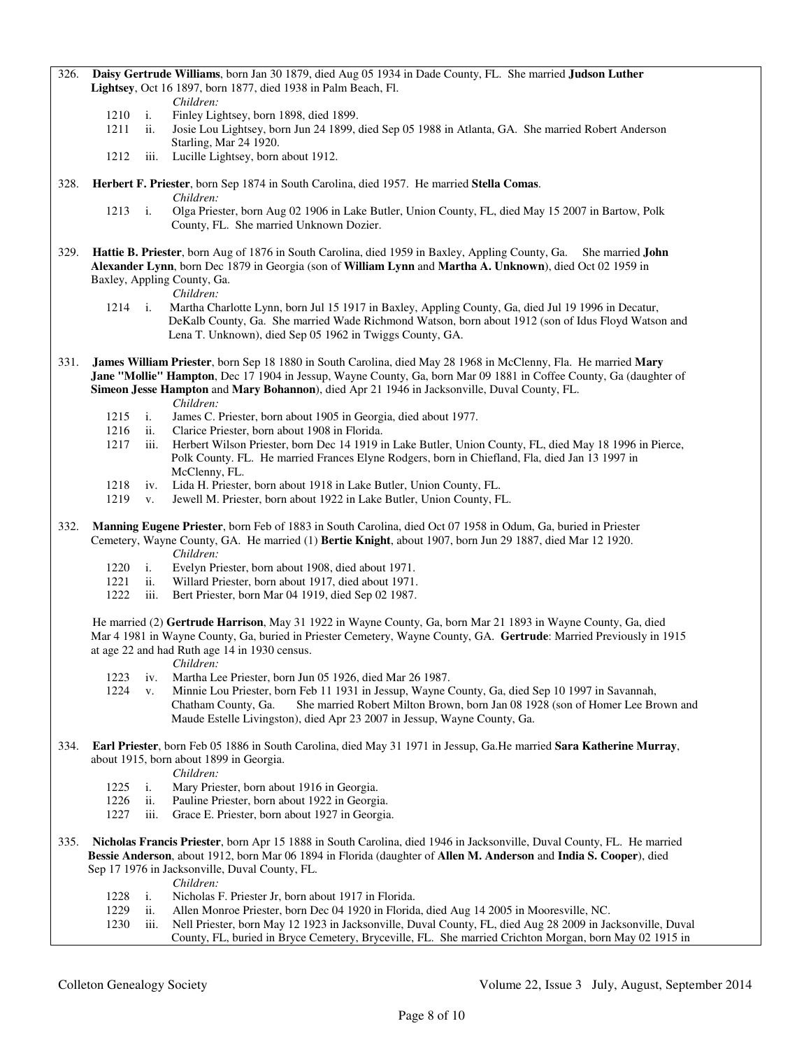326. **Daisy Gertrude Williams**, born Jan 30 1879, died Aug 05 1934 in Dade County, FL. She married **Judson Luther Lightsey**, Oct 16 1897, born 1877, died 1938 in Palm Beach, Fl.

*Children:*

- 1210 i. Finley Lightsey, born 1898, died 1899.
- 1211 ii. Josie Lou Lightsey, born Jun 24 1899, died Sep 05 1988 in Atlanta, GA. She married Robert Anderson Starling, Mar 24 1920.
- 1212 iii. Lucille Lightsey, born about 1912.

328. **Herbert F. Priester**, born Sep 1874 in South Carolina, died 1957. He married **Stella Comas**.

*Children:*

- 1213 i. Olga Priester, born Aug 02 1906 in Lake Butler, Union County, FL, died May 15 2007 in Bartow, Polk County, FL. She married Unknown Dozier.

329. **Hattie B. Priester**, born Aug of 1876 in South Carolina, died 1959 in Baxley, Appling County, Ga. She married **John Alexander Lynn**, born Dec 1879 in Georgia (son of **William Lynn** and **Martha A. Unknown**), died Oct 02 1959 in Baxley, Appling County, Ga.

*Children:*

- 1214 i. Martha Charlotte Lynn, born Jul 15 1917 in Baxley, Appling County, Ga, died Jul 19 1996 in Decatur, DeKalb County, Ga. She married Wade Richmond Watson, born about 1912 (son of Idus Floyd Watson and Lena T. Unknown), died Sep 05 1962 in Twiggs County, GA.

331. **James William Priester**, born Sep 18 1880 in South Carolina, died May 28 1968 in McClenny, Fla. He married **Mary Jane "Mollie" Hampton**, Dec 17 1904 in Jessup, Wayne County, Ga, born Mar 09 1881 in Coffee County, Ga (daughter of **Simeon Jesse Hampton** and **Mary Bohannon**), died Apr 21 1946 in Jacksonville, Duval County, FL.

*Children:*

- 1215 i. James C. Priester, born about 1905 in Georgia, died about 1977.
- 1216 ii. Clarice Priester, born about 1908 in Florida.
- 1217 iii. Herbert Wilson Priester, born Dec 14 1919 in Lake Butler, Union County, FL, died May 18 1996 in Pierce, Polk County. FL. He married Frances Elyne Rodgers, born in Chiefland, Fla, died Jan 13 1997 in McClenny, FL.
- 1218 iv. Lida H. Priester, born about 1918 in Lake Butler, Union County, FL.
- 1219 v. Jewell M. Priester, born about 1922 in Lake Butler, Union County, FL.

332. **Manning Eugene Priester**, born Feb of 1883 in South Carolina, died Oct 07 1958 in Odum, Ga, buried in Priester Cemetery, Wayne County, GA. He married (1) **Bertie Knight**, about 1907, born Jun 29 1887, died Mar 12 1920.

*Children:*

- 1220 i. Evelyn Priester, born about 1908, died about 1971.
- 1221 ii. Willard Priester, born about 1917, died about 1971.
- 1222 iii. Bert Priester, born Mar 04 1919, died Sep 02 1987.

He married (2) **Gertrude Harrison**, May 31 1922 in Wayne County, Ga, born Mar 21 1893 in Wayne County, Ga, died Mar 4 1981 in Wayne County, Ga, buried in Priester Cemetery, Wayne County, GA. **Gertrude**: Married Previously in 1915 at age 22 and had Ruth age 14 in 1930 census.

*Children:*

- 1223 iv. Martha Lee Priester, born Jun 05 1926, died Mar 26 1987.
- 1224 v. Minnie Lou Priester, born Feb 11 1931 in Jessup, Wayne County, Ga, died Sep 10 1997 in Savannah, Chatham County, Ga. She married Robert Milton Brown, born Jan 08 1928 (son of Homer Lee Brown and Maude Estelle Livingston), died Apr 23 2007 in Jessup, Wayne County, Ga.

334. **Earl Priester**, born Feb 05 1886 in South Carolina, died May 31 1971 in Jessup, Ga.He married **Sara Katherine Murray**, about 1915, born about 1899 in Georgia.

*Children:*

- 1225 i. Mary Priester, born about 1916 in Georgia.
- 1226 ii. Pauline Priester, born about 1922 in Georgia.
- 1227 iii. Grace E. Priester, born about 1927 in Georgia.

335. **Nicholas Francis Priester**, born Apr 15 1888 in South Carolina, died 1946 in Jacksonville, Duval County, FL. He married **Bessie Anderson**, about 1912, born Mar 06 1894 in Florida (daughter of **Allen M. Anderson** and **India S. Cooper**), died Sep 17 1976 in Jacksonville, Duval County, FL.

*Children:*

- 1228 i. Nicholas F. Priester Jr, born about 1917 in Florida.
- 1229 ii. Allen Monroe Priester, born Dec 04 1920 in Florida, died Aug 14 2005 in Mooresville, NC.
- 1230 iii. Nell Priester, born May 12 1923 in Jacksonville, Duval County, FL, died Aug 28 2009 in Jacksonville, Duval County, FL, buried in Bryce Cemetery, Bryceville, FL. She married Crichton Morgan, born May 02 1915 in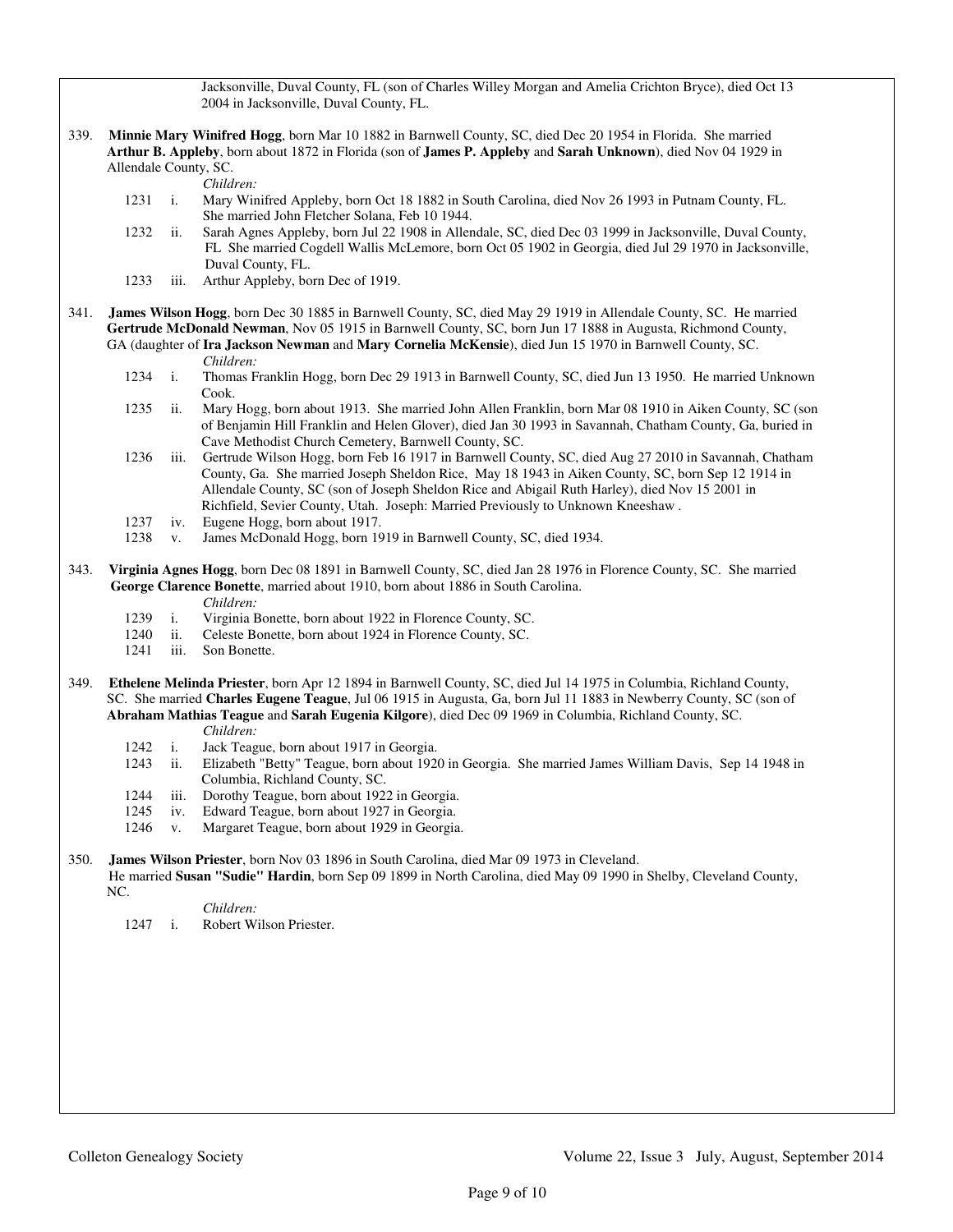Jacksonville, Duval County, FL (son of Charles Willey Morgan and Amelia Crichton Bryce), died Oct 13 2004 in Jacksonville, Duval County, FL.

339. **Minnie Mary Winifred Hogg**, born Mar 10 1882 in Barnwell County, SC, died Dec 20 1954 in Florida. She married **Arthur B. Appleby**, born about 1872 in Florida (son of **James P. Appleby** and **Sarah Unknown**), died Nov 04 1929 in Allendale County, SC.

*Children:*

- 1231 i. Mary Winifred Appleby, born Oct 18 1882 in South Carolina, died Nov 26 1993 in Putnam County, FL. She married John Fletcher Solana, Feb 10 1944.
- 1232 ii. Sarah Agnes Appleby, born Jul 22 1908 in Allendale, SC, died Dec 03 1999 in Jacksonville, Duval County, FL She married Cogdell Wallis McLemore, born Oct 05 1902 in Georgia, died Jul 29 1970 in Jacksonville, Duval County, FL.
- 1233 iii. Arthur Appleby, born Dec of 1919.

341. **James Wilson Hogg**, born Dec 30 1885 in Barnwell County, SC, died May 29 1919 in Allendale County, SC. He married **Gertrude McDonald Newman**, Nov 05 1915 in Barnwell County, SC, born Jun 17 1888 in Augusta, Richmond County, GA (daughter of **Ira Jackson Newman** and **Mary Cornelia McKensie**), died Jun 15 1970 in Barnwell County, SC.

*Children:*

- 1234 i. Thomas Franklin Hogg, born Dec 29 1913 in Barnwell County, SC, died Jun 13 1950. He married Unknown Cook.
- 1235 ii. Mary Hogg, born about 1913. She married John Allen Franklin, born Mar 08 1910 in Aiken County, SC (son of Benjamin Hill Franklin and Helen Glover), died Jan 30 1993 in Savannah, Chatham County, Ga, buried in Cave Methodist Church Cemetery, Barnwell County, SC.
- 1236 iii. Gertrude Wilson Hogg, born Feb 16 1917 in Barnwell County, SC, died Aug 27 2010 in Savannah, Chatham County, Ga. She married Joseph Sheldon Rice, May 18 1943 in Aiken County, SC, born Sep 12 1914 in Allendale County, SC (son of Joseph Sheldon Rice and Abigail Ruth Harley), died Nov 15 2001 in Richfield, Sevier County, Utah. Joseph: Married Previously to Unknown Kneeshaw .
- 1237 iv. Eugene Hogg, born about 1917.
- 1238 v. James McDonald Hogg, born 1919 in Barnwell County, SC, died 1934.

343. **Virginia Agnes Hogg**, born Dec 08 1891 in Barnwell County, SC, died Jan 28 1976 in Florence County, SC. She married **George Clarence Bonette**, married about 1910, born about 1886 in South Carolina.

*Children:*

- 1239 i. Virginia Bonette, born about 1922 in Florence County, SC.
- 1240 ii. Celeste Bonette, born about 1924 in Florence County, SC.
- 1241 iii. Son Bonette.

349. **Ethelene Melinda Priester**, born Apr 12 1894 in Barnwell County, SC, died Jul 14 1975 in Columbia, Richland County, SC. She married **Charles Eugene Teague**, Jul 06 1915 in Augusta, Ga, born Jul 11 1883 in Newberry County, SC (son of **Abraham Mathias Teague** and **Sarah Eugenia Kilgore**), died Dec 09 1969 in Columbia, Richland County, SC.

*Children:*

- 1242 i. Jack Teague, born about 1917 in Georgia.
- 1243 ii. Elizabeth "Betty" Teague, born about 1920 in Georgia. She married James William Davis, Sep 14 1948 in Columbia, Richland County, SC.
- 1244 iii. Dorothy Teague, born about 1922 in Georgia.
- 1245 iv. Edward Teague, born about 1927 in Georgia.
- 1246 v. Margaret Teague, born about 1929 in Georgia.

350. **James Wilson Priester**, born Nov 03 1896 in South Carolina, died Mar 09 1973 in Cleveland. He married **Susan "Sudie" Hardin**, born Sep 09 1899 in North Carolina, died May 09 1990 in Shelby, Cleveland County, NC.

*Children:*

- 1247 i. Robert Wilson Priester.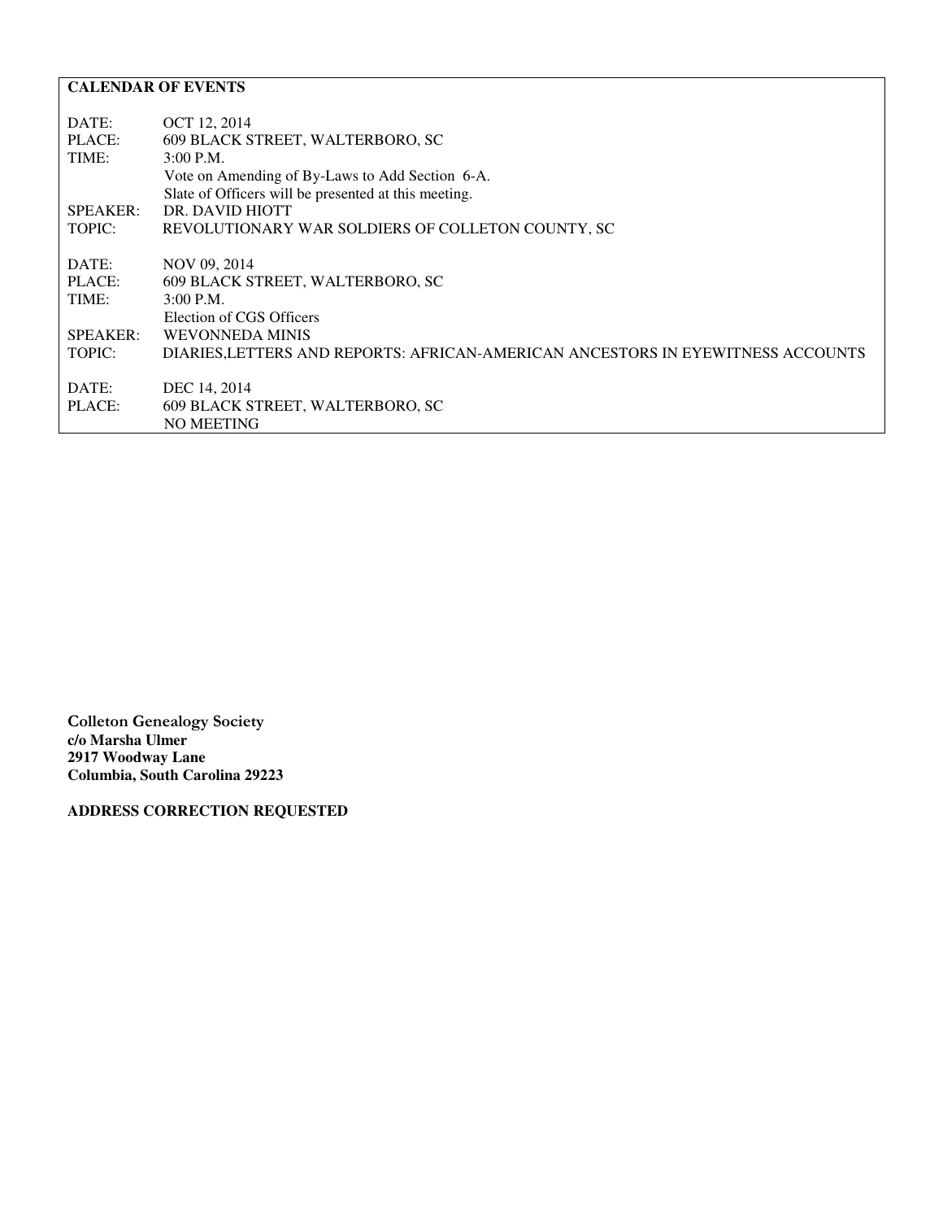**CALENDAR OF EVENTS**

| | |
|---|---|
| DATE: | OCT 12, 2014 |
| PLACE: | 609 BLACK STREET, WALTERBORO, SC |
| TIME: | 3:00 P.M. |
| | Vote on Amending of By-Laws to Add Section 6-A. |
| | Slate of Officers will be presented at this meeting. |
| SPEAKER: | DR. DAVID HIOTT |
| TOPIC: | REVOLUTIONARY WAR SOLDIERS OF COLLETON COUNTY, SC |
| | |
| DATE: | NOV 09, 2014 |
| PLACE: | 609 BLACK STREET, WALTERBORO, SC |
| TIME: | 3:00 P.M. |
| | Election of CGS Officers |
| SPEAKER: | WEVONNEDA MINIS |
| TOPIC: | DIARIES,LETTERS AND REPORTS: AFRICAN-AMERICAN ANCESTORS IN EYEWITNESS ACCOUNTS |
| | |
| DATE: | DEC 14, 2014 |
| PLACE: | 609 BLACK STREET, WALTERBORO, SC |
| | NO MEETING |

**Colleton Genealogy Society**
**c/o Marsha Ulmer**
**2917 Woodway Lane**
**Columbia, South Carolina 29223**

**ADDRESS CORRECTION REQUESTED**